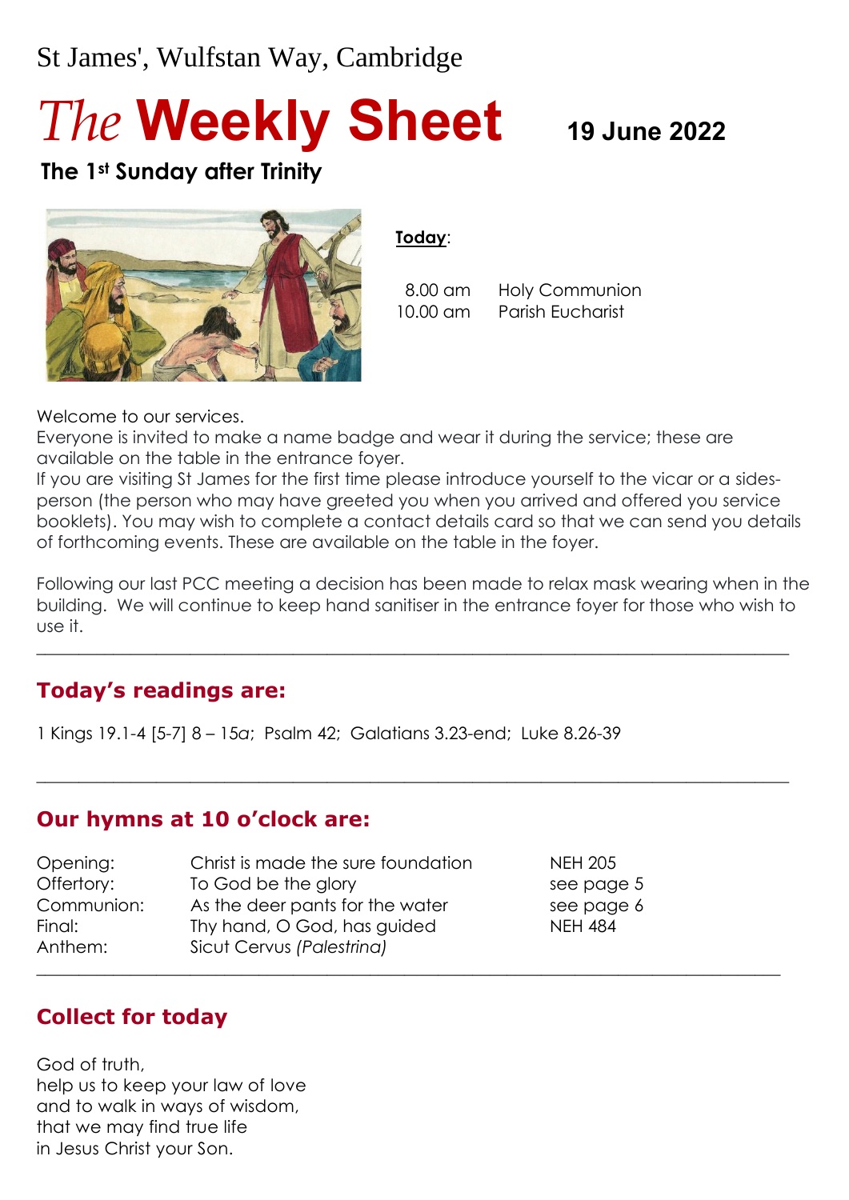St James', Wulfstan Way, Cambridge

# *The* Weekly Sheet

**19 June 2022**

**The 1st Sunday after Trinity**

**Today**:

| | |
|---|---|
| 8.00 am | Holy Communion |
| 10.00 am | Parish Eucharist |

Welcome to our services.
Everyone is invited to make a name badge and wear it during the service; these are available on the table in the entrance foyer.
If you are visiting St James for the first time please introduce yourself to the vicar or a sides-person (the person who may have greeted you when you arrived and offered you service booklets). You may wish to complete a contact details card so that we can send you details of forthcoming events. These are available on the table in the foyer.

Following our last PCC meeting a decision has been made to relax mask wearing when in the building. We will continue to keep hand sanitiser in the entrance foyer for those who wish to use it.

---

## Today's readings are:

1 Kings 19.1-4 [5-7] 8 – 15*a*; Psalm 42; Galatians 3.23-end; Luke 8.26-39

---

## Our hymns at 10 o'clock are:

| | | |
|---|---|---|
| Opening: | Christ is made the sure foundation | NEH 205 |
| Offertory: | To God be the glory | see page 5 |
| Communion: | As the deer pants for the water | see page 6 |
| Final: | Thy hand, O God, has guided | NEH 484 |
| Anthem: | Sicut Cervus *(Palestrina)* | |

---

## Collect for today

God of truth,
help us to keep your law of love
and to walk in ways of wisdom,
that we may find true life
in Jesus Christ your Son.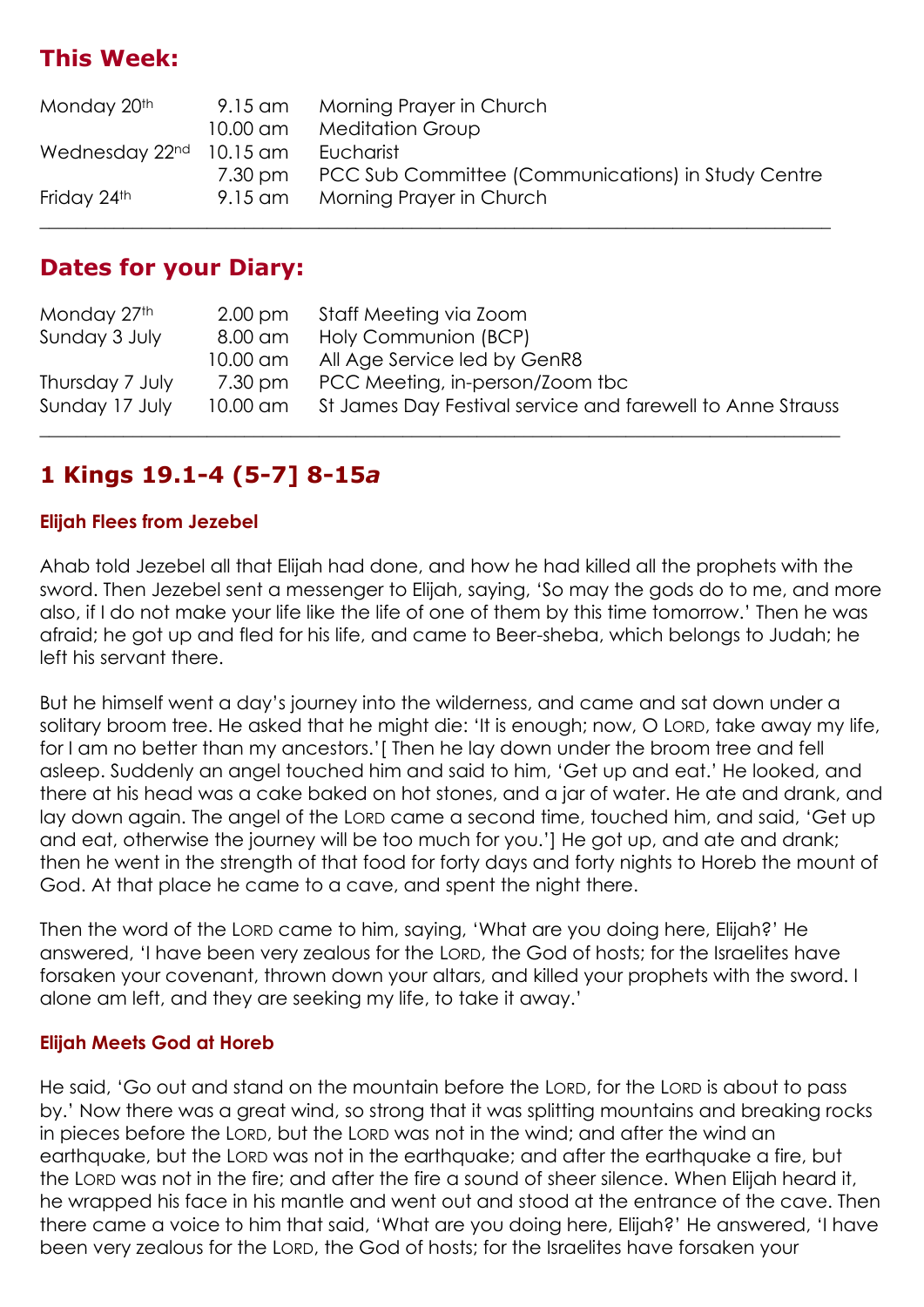## This Week:

| | | |
|---|---|---|
| Monday 20th | 9.15 am | Morning Prayer in Church |
| | 10.00 am | Meditation Group |
| Wednesday 22nd | 10.15 am | Eucharist |
| | 7.30 pm | PCC Sub Committee (Communications) in Study Centre |
| Friday 24th | 9.15 am | Morning Prayer in Church |

---

## Dates for your Diary:

| | | |
|---|---|---|
| Monday 27th | 2.00 pm | Staff Meeting via Zoom |
| Sunday 3 July | 8.00 am | Holy Communion (BCP) |
| | 10.00 am | All Age Service led by GenR8 |
| Thursday 7 July | 7.30 pm | PCC Meeting, in-person/Zoom tbc |
| Sunday 17 July | 10.00 am | St James Day Festival service and farewell to Anne Strauss |

---

## 1 Kings 19.1-4 (5-7] 8-15*a*

### Elijah Flees from Jezebel

Ahab told Jezebel all that Elijah had done, and how he had killed all the prophets with the sword. Then Jezebel sent a messenger to Elijah, saying, 'So may the gods do to me, and more also, if I do not make your life like the life of one of them by this time tomorrow.' Then he was afraid; he got up and fled for his life, and came to Beer-sheba, which belongs to Judah; he left his servant there.

But he himself went a day's journey into the wilderness, and came and sat down under a solitary broom tree. He asked that he might die: 'It is enough; now, O LORD, take away my life, for I am no better than my ancestors.'[ Then he lay down under the broom tree and fell asleep. Suddenly an angel touched him and said to him, 'Get up and eat.' He looked, and there at his head was a cake baked on hot stones, and a jar of water. He ate and drank, and lay down again. The angel of the LORD came a second time, touched him, and said, 'Get up and eat, otherwise the journey will be too much for you.'] He got up, and ate and drank; then he went in the strength of that food for forty days and forty nights to Horeb the mount of God. At that place he came to a cave, and spent the night there.

Then the word of the LORD came to him, saying, 'What are you doing here, Elijah?' He answered, 'I have been very zealous for the LORD, the God of hosts; for the Israelites have forsaken your covenant, thrown down your altars, and killed your prophets with the sword. I alone am left, and they are seeking my life, to take it away.'

### Elijah Meets God at Horeb

He said, 'Go out and stand on the mountain before the LORD, for the LORD is about to pass by.' Now there was a great wind, so strong that it was splitting mountains and breaking rocks in pieces before the LORD, but the LORD was not in the wind; and after the wind an earthquake, but the LORD was not in the earthquake; and after the earthquake a fire, but the LORD was not in the fire; and after the fire a sound of sheer silence. When Elijah heard it, he wrapped his face in his mantle and went out and stood at the entrance of the cave. Then there came a voice to him that said, 'What are you doing here, Elijah?' He answered, 'I have been very zealous for the LORD, the God of hosts; for the Israelites have forsaken your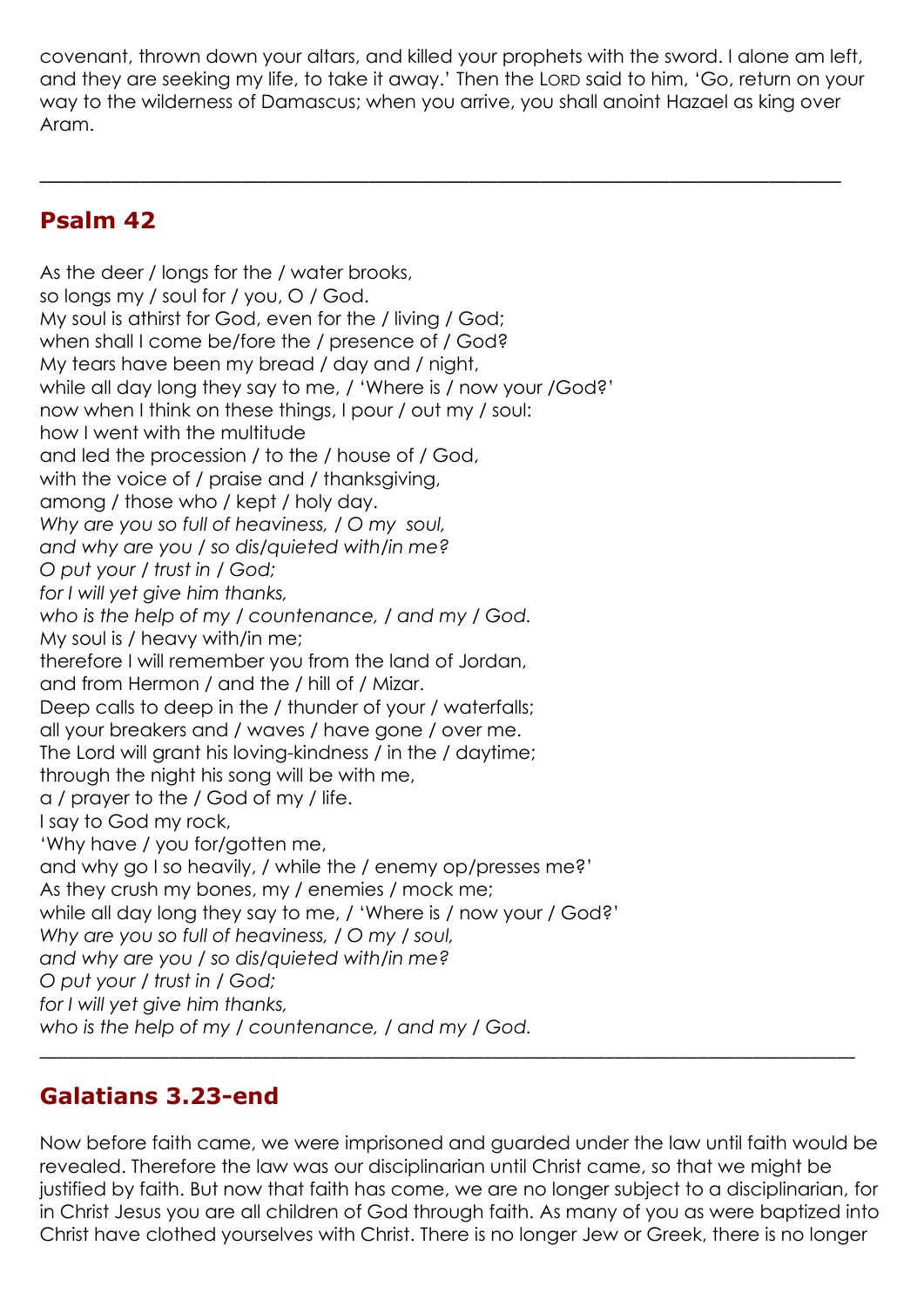covenant, thrown down your altars, and killed your prophets with the sword. I alone am left, and they are seeking my life, to take it away.' Then the LORD said to him, 'Go, return on your way to the wilderness of Damascus; when you arrive, you shall anoint Hazael as king over Aram.

---

## Psalm 42

As the deer / longs for the / water brooks,
so longs my / soul for / you, O / God.
My soul is athirst for God, even for the / living / God;
when shall I come be/fore the / presence of / God?
My tears have been my bread / day and / night,
while all day long they say to me, / 'Where is / now your /God?'
now when I think on these things, I pour / out my / soul:
how I went with the multitude
and led the procession / to the / house of / God,
with the voice of / praise and / thanksgiving,
among / those who / kept / holy day.
*Why are you so full of heaviness, / O my soul,*
*and why are you / so dis/quieted with/in me?*
*O put your / trust in / God;*
*for I will yet give him thanks,*
*who is the help of my / countenance, / and my / God.*
My soul is / heavy with/in me;
therefore I will remember you from the land of Jordan,
and from Hermon / and the / hill of / Mizar.
Deep calls to deep in the / thunder of your / waterfalls;
all your breakers and / waves / have gone / over me.
The Lord will grant his loving-kindness / in the / daytime;
through the night his song will be with me,
a / prayer to the / God of my / life.
I say to God my rock,
'Why have / you for/gotten me,
and why go I so heavily, / while the / enemy op/presses me?'
As they crush my bones, my / enemies / mock me;
while all day long they say to me, / 'Where is / now your / God?'
*Why are you so full of heaviness, / O my / soul,*
*and why are you / so dis/quieted with/in me?*
*O put your / trust in / God;*
*for I will yet give him thanks,*
*who is the help of my / countenance, / and my / God.*

---

## Galatians 3.23-end

Now before faith came, we were imprisoned and guarded under the law until faith would be revealed. Therefore the law was our disciplinarian until Christ came, so that we might be justified by faith. But now that faith has come, we are no longer subject to a disciplinarian, for in Christ Jesus you are all children of God through faith. As many of you as were baptized into Christ have clothed yourselves with Christ. There is no longer Jew or Greek, there is no longer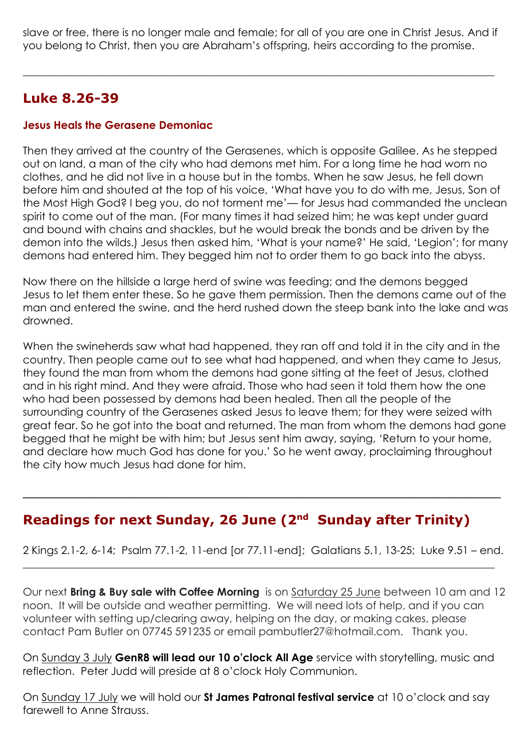slave or free, there is no longer male and female; for all of you are one in Christ Jesus. And if you belong to Christ, then you are Abraham's offspring, heirs according to the promise.

---

## Luke 8.26-39

### Jesus Heals the Gerasene Demoniac

Then they arrived at the country of the Gerasenes, which is opposite Galilee. As he stepped out on land, a man of the city who had demons met him. For a long time he had worn no clothes, and he did not live in a house but in the tombs. When he saw Jesus, he fell down before him and shouted at the top of his voice, 'What have you to do with me, Jesus, Son of the Most High God? I beg you, do not torment me'— for Jesus had commanded the unclean spirit to come out of the man. (For many times it had seized him; he was kept under guard and bound with chains and shackles, but he would break the bonds and be driven by the demon into the wilds.) Jesus then asked him, 'What is your name?' He said, 'Legion'; for many demons had entered him. They begged him not to order them to go back into the abyss.

Now there on the hillside a large herd of swine was feeding; and the demons begged Jesus to let them enter these. So he gave them permission. Then the demons came out of the man and entered the swine, and the herd rushed down the steep bank into the lake and was drowned.

When the swineherds saw what had happened, they ran off and told it in the city and in the country. Then people came out to see what had happened, and when they came to Jesus, they found the man from whom the demons had gone sitting at the feet of Jesus, clothed and in his right mind. And they were afraid. Those who had seen it told them how the one who had been possessed by demons had been healed. Then all the people of the surrounding country of the Gerasenes asked Jesus to leave them; for they were seized with great fear. So he got into the boat and returned. The man from whom the demons had gone begged that he might be with him; but Jesus sent him away, saying, 'Return to your home, and declare how much God has done for you.' So he went away, proclaiming throughout the city how much Jesus had done for him.

---

## Readings for next Sunday, 26 June (2nd Sunday after Trinity)

2 Kings 2.1-2, 6-14; Psalm 77.1-2, 11-end [or 77.11-end]; Galatians 5.1, 13-25; Luke 9.51 – end.

---

Our next **Bring & Buy sale with Coffee Morning** is on Saturday 25 June between 10 am and 12 noon. It will be outside and weather permitting. We will need lots of help, and if you can volunteer with setting up/clearing away, helping on the day, or making cakes, please contact Pam Butler on 07745 591235 or email pambutler27@hotmail.com. Thank you.

On Sunday 3 July **GenR8 will lead our 10 o'clock All Age** service with storytelling, music and reflection. Peter Judd will preside at 8 o'clock Holy Communion.

On Sunday 17 July we will hold our **St James Patronal festival service** at 10 o'clock and say farewell to Anne Strauss.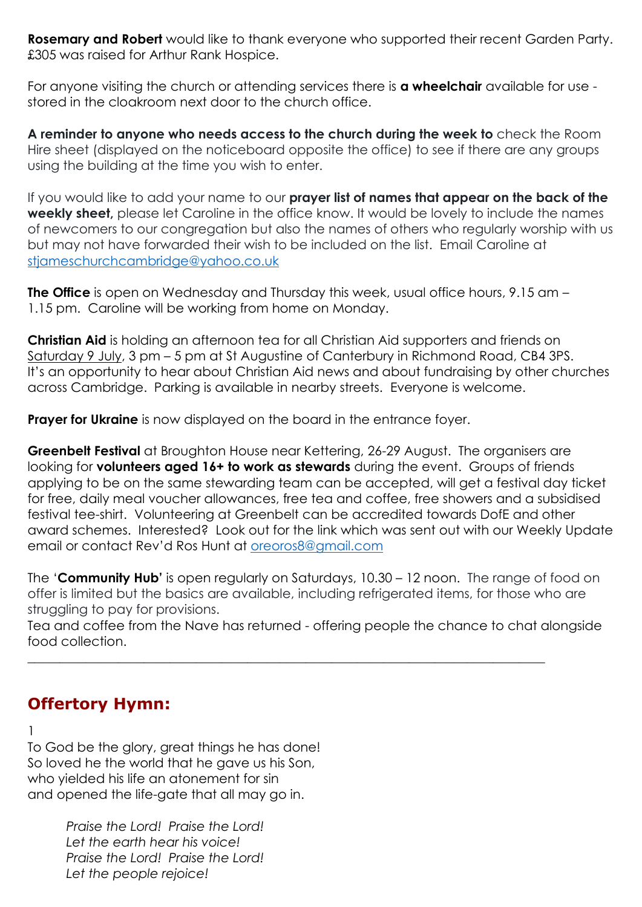**Rosemary and Robert** would like to thank everyone who supported their recent Garden Party. £305 was raised for Arthur Rank Hospice.

For anyone visiting the church or attending services there is **a wheelchair** available for use - stored in the cloakroom next door to the church office.

**A reminder to anyone who needs access to the church during the week to** check the Room Hire sheet (displayed on the noticeboard opposite the office) to see if there are any groups using the building at the time you wish to enter.

If you would like to add your name to our **prayer list of names that appear on the back of the weekly sheet,** please let Caroline in the office know. It would be lovely to include the names of newcomers to our congregation but also the names of others who regularly worship with us but may not have forwarded their wish to be included on the list. Email Caroline at stjameschurchcambridge@yahoo.co.uk

**The Office** is open on Wednesday and Thursday this week, usual office hours, 9.15 am – 1.15 pm. Caroline will be working from home on Monday.

**Christian Aid** is holding an afternoon tea for all Christian Aid supporters and friends on Saturday 9 July, 3 pm – 5 pm at St Augustine of Canterbury in Richmond Road, CB4 3PS. It's an opportunity to hear about Christian Aid news and about fundraising by other churches across Cambridge. Parking is available in nearby streets. Everyone is welcome.

**Prayer for Ukraine** is now displayed on the board in the entrance foyer.

**Greenbelt Festival** at Broughton House near Kettering, 26-29 August. The organisers are looking for **volunteers aged 16+ to work as stewards** during the event. Groups of friends applying to be on the same stewarding team can be accepted, will get a festival day ticket for free, daily meal voucher allowances, free tea and coffee, free showers and a subsidised festival tee-shirt. Volunteering at Greenbelt can be accredited towards DofE and other award schemes. Interested? Look out for the link which was sent out with our Weekly Update email or contact Rev'd Ros Hunt at oreoros8@gmail.com

The '**Community Hub'** is open regularly on Saturdays, 10.30 – 12 noon. The range of food on offer is limited but the basics are available, including refrigerated items, for those who are struggling to pay for provisions.
Tea and coffee from the Nave has returned - offering people the chance to chat alongside food collection.

---

## Offertory Hymn:

1
To God be the glory, great things he has done!
So loved he the world that he gave us his Son,
who yielded his life an atonement for sin
and opened the life-gate that all may go in.

*Praise the Lord! Praise the Lord!*
*Let the earth hear his voice!*
*Praise the Lord! Praise the Lord!*
*Let the people rejoice!*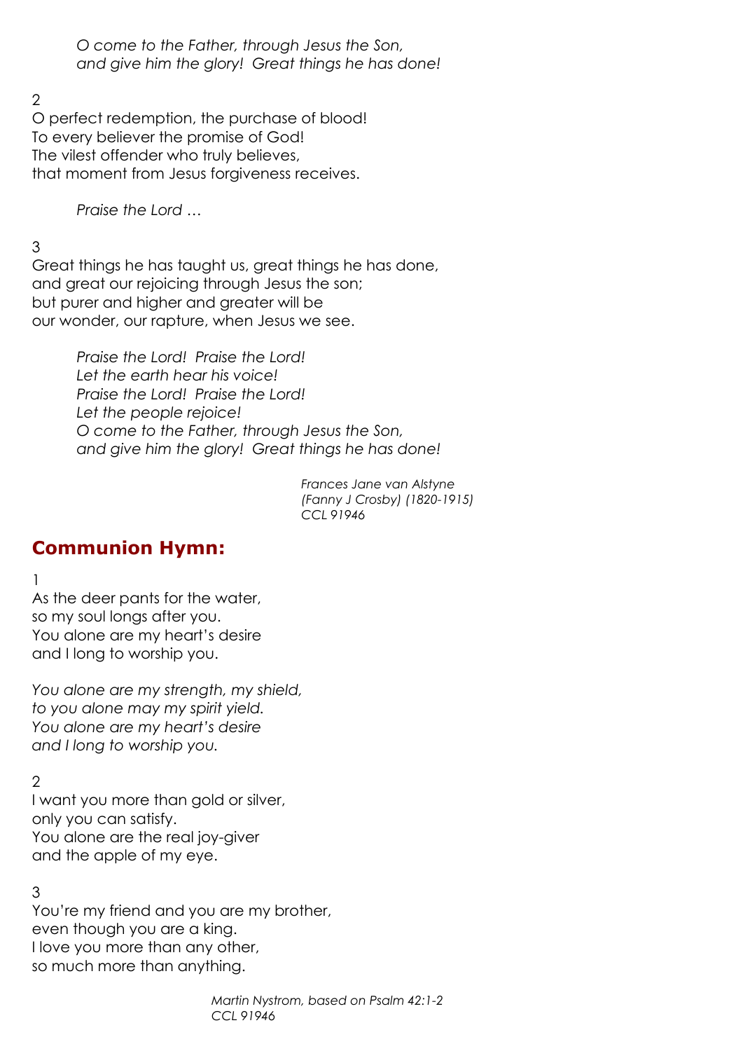*O come to the Father, through Jesus the Son,*
*and give him the glory! Great things he has done!*

2
O perfect redemption, the purchase of blood!
To every believer the promise of God!
The vilest offender who truly believes,
that moment from Jesus forgiveness receives.

*Praise the Lord …*

3
Great things he has taught us, great things he has done,
and great our rejoicing through Jesus the son;
but purer and higher and greater will be
our wonder, our rapture, when Jesus we see.

*Praise the Lord! Praise the Lord!*
*Let the earth hear his voice!*
*Praise the Lord! Praise the Lord!*
*Let the people rejoice!*
*O come to the Father, through Jesus the Son,*
*and give him the glory! Great things he has done!*

*Frances Jane van Alstyne*
*(Fanny J Crosby) (1820-1915)*
*CCL 91946*

## Communion Hymn:

1
As the deer pants for the water,
so my soul longs after you.
You alone are my heart's desire
and I long to worship you.

*You alone are my strength, my shield,*
*to you alone may my spirit yield.*
*You alone are my heart's desire*
*and I long to worship you.*

2
I want you more than gold or silver,
only you can satisfy.
You alone are the real joy-giver
and the apple of my eye.

3
You're my friend and you are my brother,
even though you are a king.
I love you more than any other,
so much more than anything.

*Martin Nystrom, based on Psalm 42:1-2*
*CCL 91946*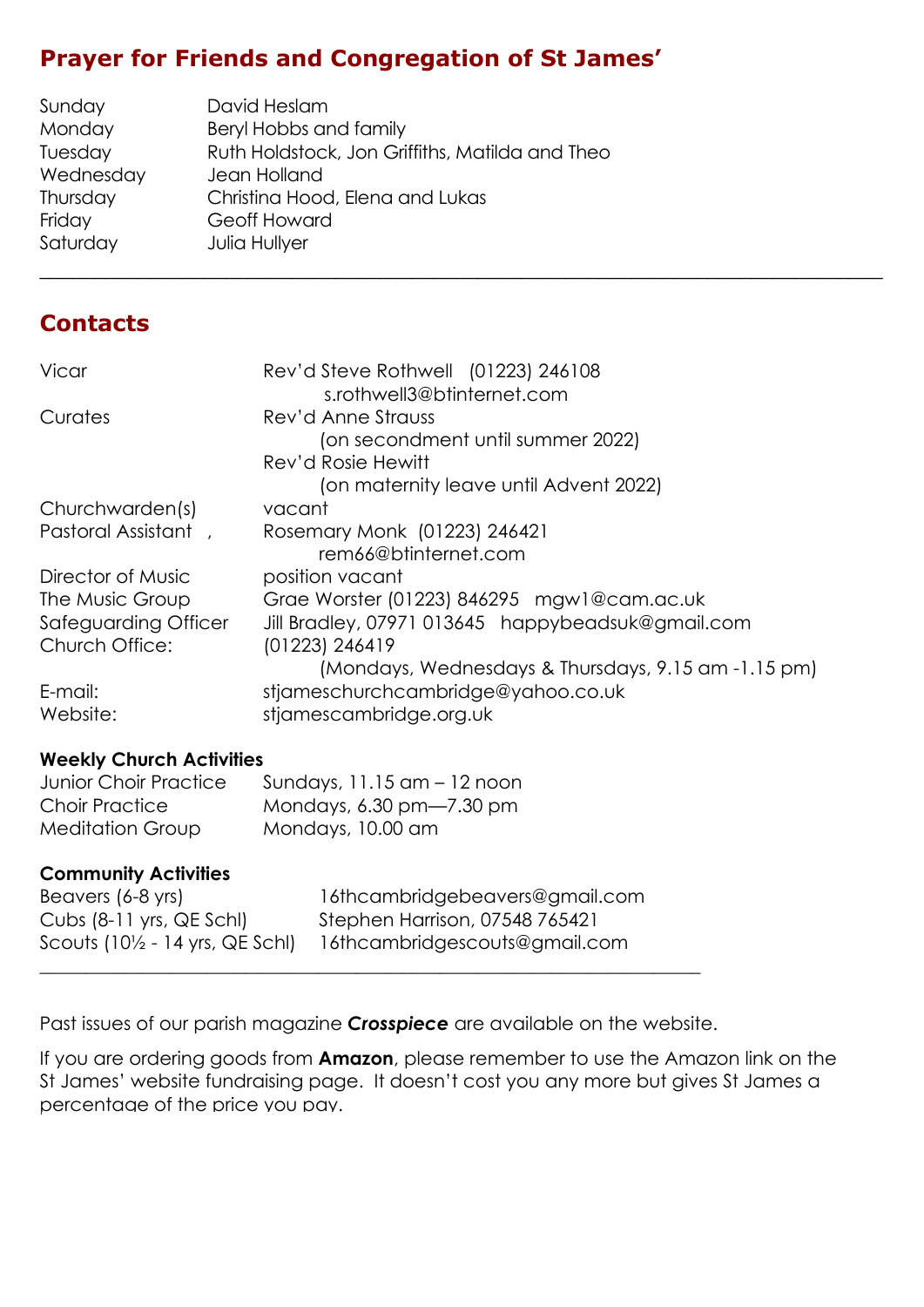## Prayer for Friends and Congregation of St James'

| | |
|---|---|
| Sunday | David Heslam |
| Monday | Beryl Hobbs and family |
| Tuesday | Ruth Holdstock, Jon Griffiths, Matilda and Theo |
| Wednesday | Jean Holland |
| Thursday | Christina Hood, Elena and Lukas |
| Friday | Geoff Howard |
| Saturday | Julia Hullyer |

---

## Contacts

| | |
|---|---|
| Vicar | Rev'd Steve Rothwell (01223) 246108 s.rothwell3@btinternet.com |
| Curates | Rev'd Anne Strauss (on secondment until summer 2022) |
| | Rev'd Rosie Hewitt (on maternity leave until Advent 2022) |
| Churchwarden(s) | vacant |
| Pastoral Assistant , | Rosemary Monk (01223) 246421 rem66@btinternet.com |
| Director of Music | position vacant |
| The Music Group | Grae Worster (01223) 846295 mgw1@cam.ac.uk |
| Safeguarding Officer | Jill Bradley, 07971 013645 happybeadsuk@gmail.com |
| Church Office: | (01223) 246419 (Mondays, Wednesdays & Thursdays, 9.15 am -1.15 pm) |
| E-mail: | stjameschurchcambridge@yahoo.co.uk |
| Website: | stjamescambridge.org.uk |

**Weekly Church Activities**

| | |
|---|---|
| Junior Choir Practice | Sundays, 11.15 am – 12 noon |
| Choir Practice | Mondays, 6.30 pm—7.30 pm |
| Meditation Group | Mondays, 10.00 am |

**Community Activities**

| | |
|---|---|
| Beavers (6-8 yrs) | 16thcambridgebeavers@gmail.com |
| Cubs (8-11 yrs, QE Schl) | Stephen Harrison, 07548 765421 |
| Scouts (10½ - 14 yrs, QE Schl) | 16thcambridgescouts@gmail.com |

---

Past issues of our parish magazine ***Crosspiece*** are available on the website.

If you are ordering goods from **Amazon**, please remember to use the Amazon link on the St James' website fundraising page. It doesn't cost you any more but gives St James a percentage of the price you pay.